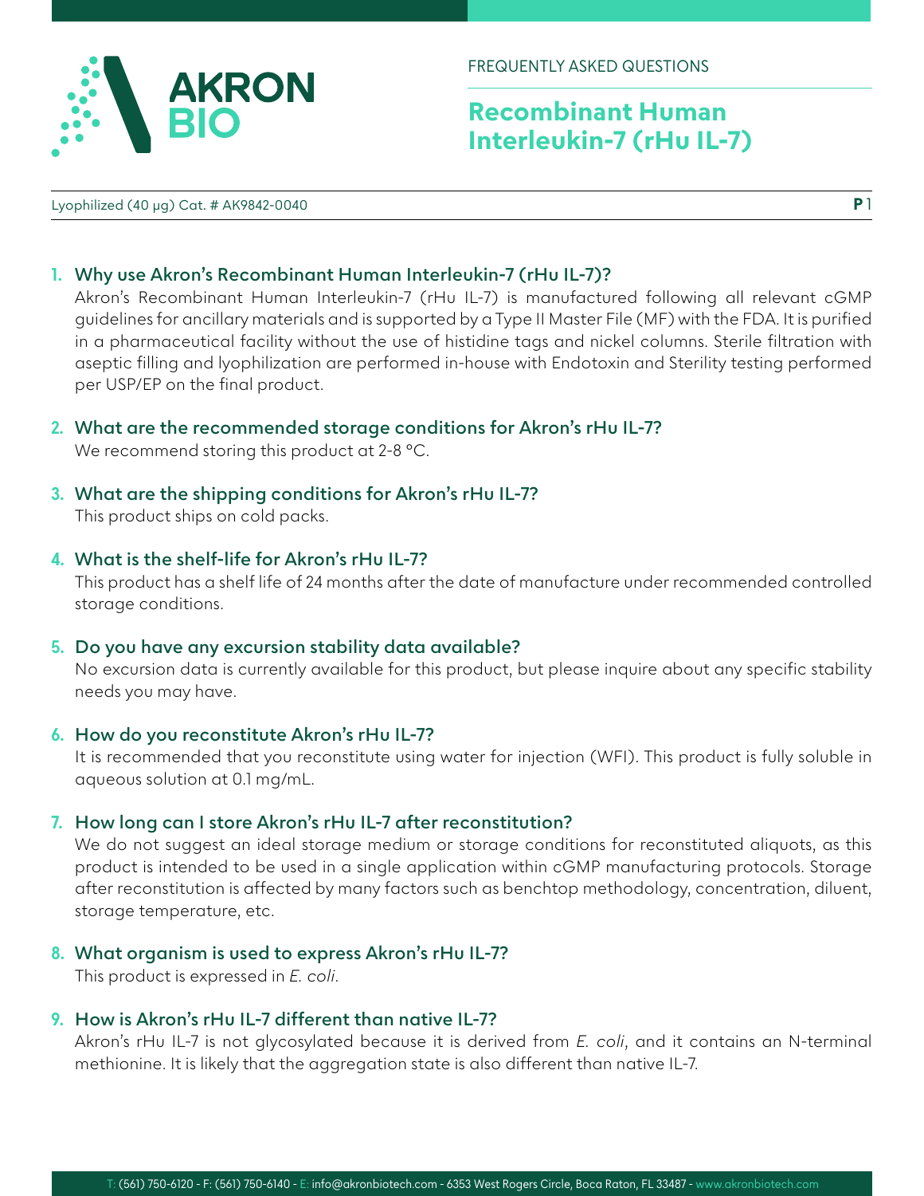FREQUENTLY ASKED QUESTIONS

# Recombinant Human Interleukin-7 (rHu IL-7)

Lyophilized (40 µg) Cat. # AK9842-0040

## 1. Why use Akron's Recombinant Human Interleukin-7 (rHu IL-7)?

Akron's Recombinant Human Interleukin-7 (rHu IL-7) is manufactured following all relevant cGMP guidelines for ancillary materials and is supported by a Type II Master File (MF) with the FDA. It is purified in a pharmaceutical facility without the use of histidine tags and nickel columns. Sterile filtration with aseptic filling and lyophilization are performed in-house with Endotoxin and Sterility testing performed per USP/EP on the final product.

## 2. What are the recommended storage conditions for Akron's rHu IL-7?

We recommend storing this product at 2-8 °C.

## 3. What are the shipping conditions for Akron's rHu IL-7?

This product ships on cold packs.

## 4. What is the shelf-life for Akron's rHu IL-7?

This product has a shelf life of 24 months after the date of manufacture under recommended controlled storage conditions.

## 5. Do you have any excursion stability data available?

No excursion data is currently available for this product, but please inquire about any specific stability needs you may have.

## 6. How do you reconstitute Akron's rHu IL-7?

It is recommended that you reconstitute using water for injection (WFI). This product is fully soluble in aqueous solution at 0.1 mg/mL.

## 7. How long can I store Akron's rHu IL-7 after reconstitution?

We do not suggest an ideal storage medium or storage conditions for reconstituted aliquots, as this product is intended to be used in a single application within cGMP manufacturing protocols. Storage after reconstitution is affected by many factors such as benchtop methodology, concentration, diluent, storage temperature, etc.

## 8. What organism is used to express Akron's rHu IL-7?

This product is expressed in *E. coli*.

## 9. How is Akron's rHu IL-7 different than native IL-7?

Akron's rHu IL-7 is not glycosylated because it is derived from *E. coli*, and it contains an N-terminal methionine. It is likely that the aggregation state is also different than native IL-7.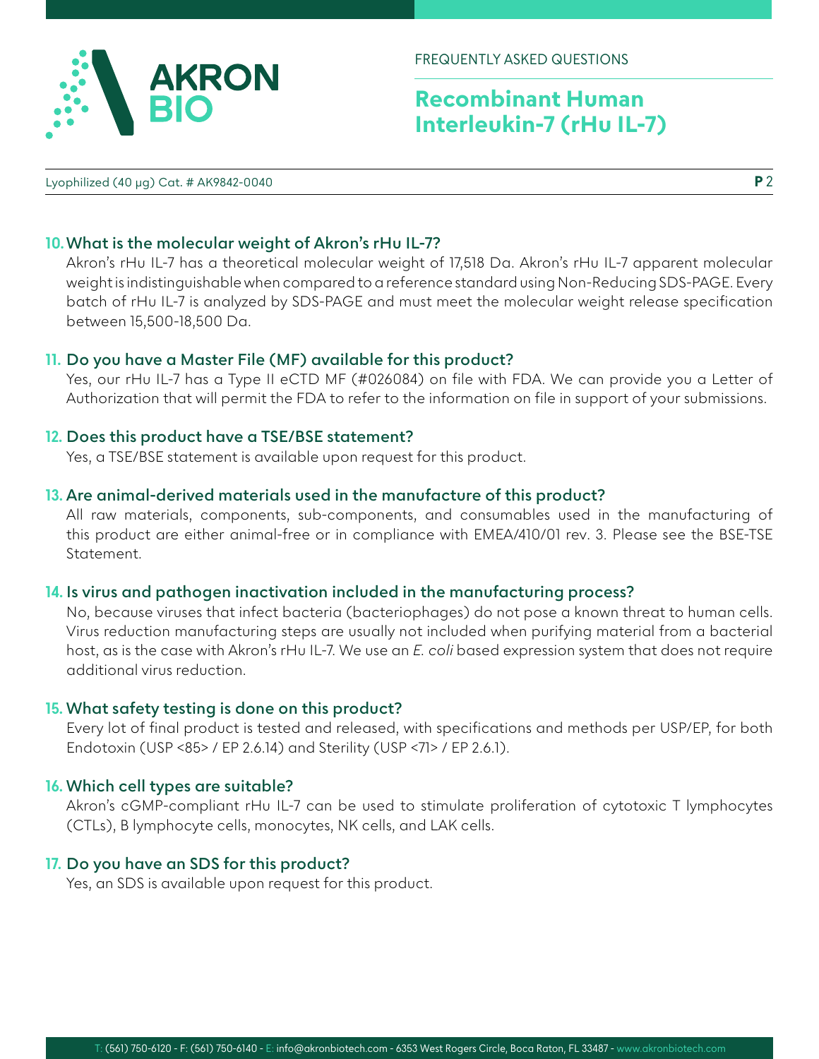**10. What is the molecular weight of Akron's rHu IL-7?**

Akron's rHu IL-7 has a theoretical molecular weight of 17,518 Da. Akron's rHu IL-7 apparent molecular weight is indistinguishable when compared to a reference standard using Non-Reducing SDS-PAGE. Every batch of rHu IL-7 is analyzed by SDS-PAGE and must meet the molecular weight release specification between 15,500-18,500 Da.

**11. Do you have a Master File (MF) available for this product?**

Yes, our rHu IL-7 has a Type II eCTD MF (#026084) on file with FDA. We can provide you a Letter of Authorization that will permit the FDA to refer to the information on file in support of your submissions.

**12. Does this product have a TSE/BSE statement?**

Yes, a TSE/BSE statement is available upon request for this product.

**13. Are animal-derived materials used in the manufacture of this product?**

All raw materials, components, sub-components, and consumables used in the manufacturing of this product are either animal-free or in compliance with EMEA/410/01 rev. 3. Please see the BSE-TSE Statement.

**14. Is virus and pathogen inactivation included in the manufacturing process?**

No, because viruses that infect bacteria (bacteriophages) do not pose a known threat to human cells. Virus reduction manufacturing steps are usually not included when purifying material from a bacterial host, as is the case with Akron's rHu IL-7. We use an *E. coli* based expression system that does not require additional virus reduction.

**15. What safety testing is done on this product?**

Every lot of final product is tested and released, with specifications and methods per USP/EP, for both Endotoxin (USP <85> / EP 2.6.14) and Sterility (USP <71> / EP 2.6.1).

**16. Which cell types are suitable?**

Akron's cGMP-compliant rHu IL-7 can be used to stimulate proliferation of cytotoxic T lymphocytes (CTLs), B lymphocyte cells, monocytes, NK cells, and LAK cells.

**17. Do you have an SDS for this product?**

Yes, an SDS is available upon request for this product.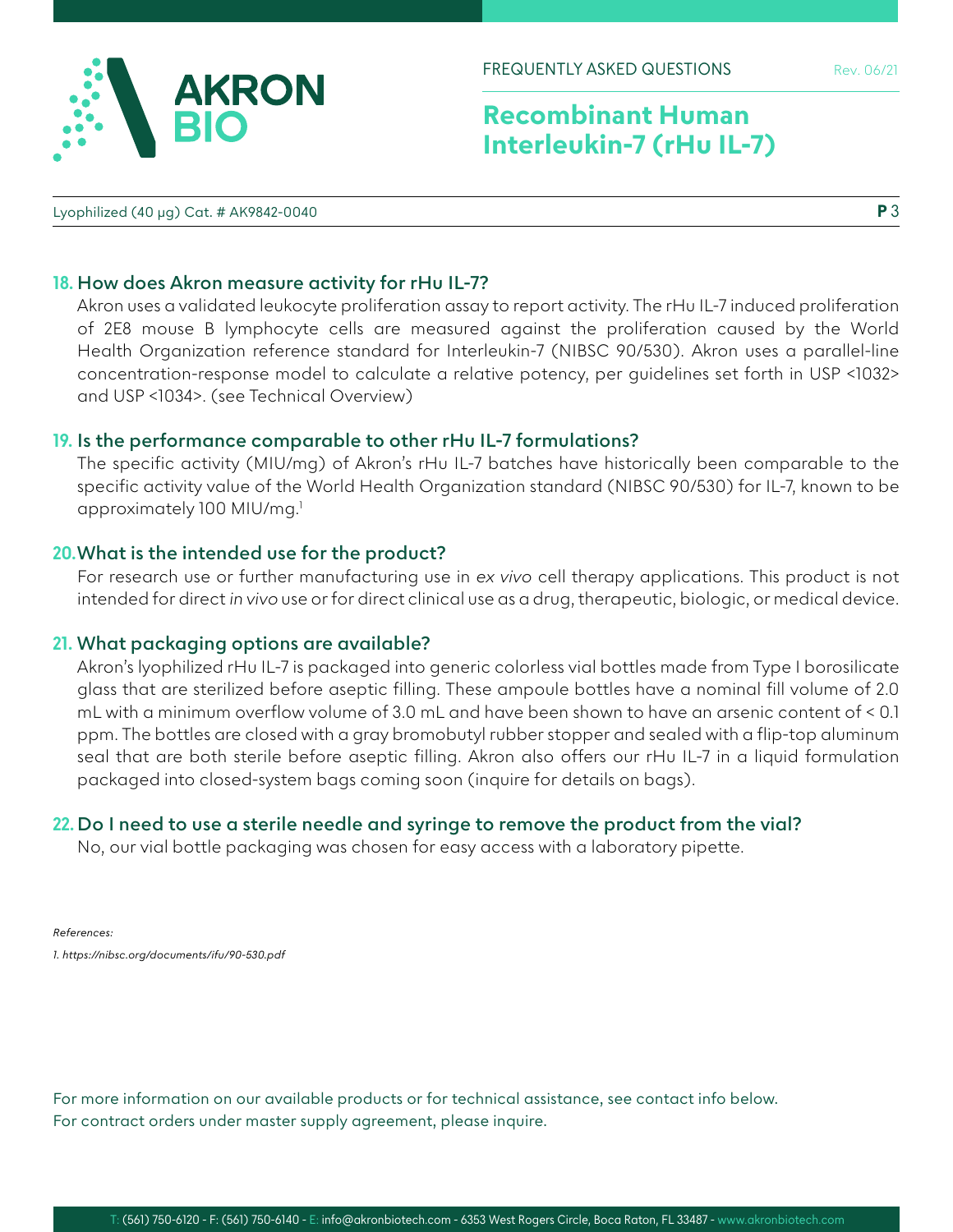### 18. How does Akron measure activity for rHu IL-7?

Akron uses a validated leukocyte proliferation assay to report activity. The rHu IL-7 induced proliferation of 2E8 mouse B lymphocyte cells are measured against the proliferation caused by the World Health Organization reference standard for Interleukin-7 (NIBSC 90/530). Akron uses a parallel-line concentration-response model to calculate a relative potency, per guidelines set forth in USP <1032> and USP <1034>. (see Technical Overview)

### 19. Is the performance comparable to other rHu IL-7 formulations?

The specific activity (MIU/mg) of Akron's rHu IL-7 batches have historically been comparable to the specific activity value of the World Health Organization standard (NIBSC 90/530) for IL-7, known to be approximately 100 MIU/mg.[1]

### 20. What is the intended use for the product?

For research use or further manufacturing use in *ex vivo* cell therapy applications. This product is not intended for direct *in vivo* use or for direct clinical use as a drug, therapeutic, biologic, or medical device.

### 21. What packaging options are available?

Akron's lyophilized rHu IL-7 is packaged into generic colorless vial bottles made from Type I borosilicate glass that are sterilized before aseptic filling. These ampoule bottles have a nominal fill volume of 2.0 mL with a minimum overflow volume of 3.0 mL and have been shown to have an arsenic content of < 0.1 ppm. The bottles are closed with a gray bromobutyl rubber stopper and sealed with a flip-top aluminum seal that are both sterile before aseptic filling. Akron also offers our rHu IL-7 in a liquid formulation packaged into closed-system bags coming soon (inquire for details on bags).

### 22. Do I need to use a sterile needle and syringe to remove the product from the vial?

No, our vial bottle packaging was chosen for easy access with a laboratory pipette.

*References:*

*1. https://nibsc.org/documents/ifu/90-530.pdf*

For more information on our available products or for technical assistance, see contact info below.
For contract orders under master supply agreement, please inquire.

T: (561) 750-6120 - F: (561) 750-6140 - E: info@akronbiotech.com - 6353 West Rogers Circle, Boca Raton, FL 33487 - www.akronbiotech.com